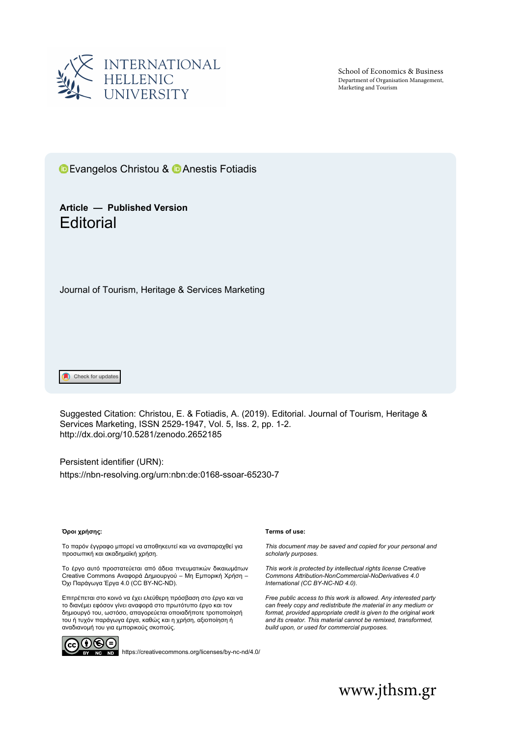INTERNATIONAL HELLENIC UNIVERSITY

School of Economics & Business
Department of Organisation Management, Marketing and Tourism

Evangelos Christou & Anestis Fotiadis

**Article — Published Version**

# Editorial

Journal of Tourism, Heritage & Services Marketing

Check for updates

Suggested Citation: Christou, E. & Fotiadis, A. (2019). Editorial. Journal of Tourism, Heritage & Services Marketing, ISSN 2529-1947, Vol. 5, Iss. 2, pp. 1-2.
http://dx.doi.org/10.5281/zenodo.2652185

Persistent identifier (URN):
https://nbn-resolving.org/urn:nbn:de:0168-ssoar-65230-7

**Όροι χρήσης:**

Το παρόν έγγραφο μπορεί να αποθηκευτεί και να αναπαραχθεί για προσωπική και ακαδημαϊκή χρήση.

Το έργο αυτό προστατεύεται από άδεια πνευματικών δικαιωμάτων Creative Commons Αναφορά Δημιουργού – Μη Εμπορική Χρήση – Όχι Παράγωγα Έργα 4.0 (CC BY-NC-ND).

Επιτρέπεται στο κοινό να έχει ελεύθερη πρόσβαση στο έργο και να το διανέμει εφόσον γίνει αναφορά στο πρωτότυπο έργο και τον δημιουργό του, ωστόσο, απαγορεύεται οποιαδήποτε τροποποίησή του ή τυχόν παράγωγα έργα, καθώς και η χρήση, αξιοποίηση ή αναδιανομή του για εμπορικούς σκοπούς.

**Terms of use:**

*This document may be saved and copied for your personal and scholarly purposes.*

*This work is protected by intellectual rights license Creative Commons Attribution-NonCommercial-NoDerivatives 4.0 International (CC BY-NC-ND 4.0).*

*Free public access to this work is allowed. Any interested party can freely copy and redistribute the material in any medium or format, provided appropriate credit is given to the original work and its creator. This material cannot be remixed, transformed, build upon, or used for commercial purposes.*

https://creativecommons.org/licenses/by-nc-nd/4.0/

www.jthsm.gr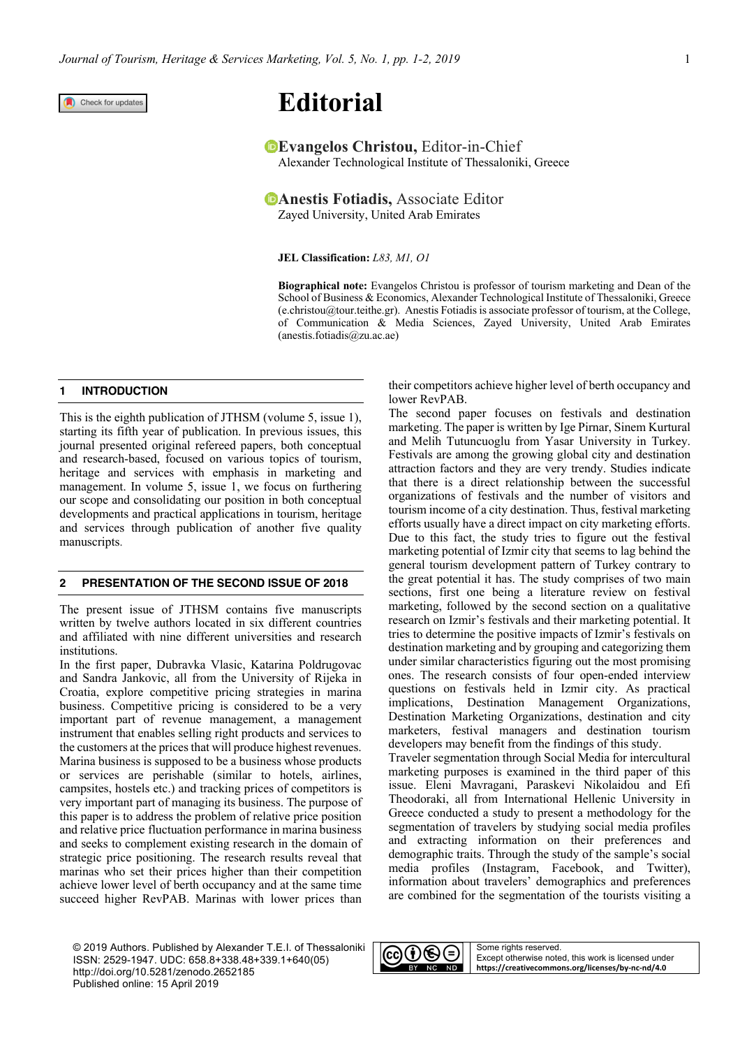# Editorial

**Evangelos Christou,** Editor-in-Chief
Alexander Technological Institute of Thessaloniki, Greece

**Anestis Fotiadis,** Associate Editor
Zayed University, United Arab Emirates

**JEL Classification:** *L83, M1, O1*

**Biographical note:** Evangelos Christou is professor of tourism marketing and Dean of the School of Business & Economics, Alexander Technological Institute of Thessaloniki, Greece (e.christou@tour.teithe.gr). Anestis Fotiadis is associate professor of tourism, at the College, of Communication & Media Sciences, Zayed University, United Arab Emirates (anestis.fotiadis@zu.ac.ae)

## 1 INTRODUCTION

This is the eighth publication of JTHSM (volume 5, issue 1), starting its fifth year of publication. In previous issues, this journal presented original refereed papers, both conceptual and research-based, focused on various topics of tourism, heritage and services with emphasis in marketing and management. In volume 5, issue 1, we focus on furthering our scope and consolidating our position in both conceptual developments and practical applications in tourism, heritage and services through publication of another five quality manuscripts.

## 2 PRESENTATION OF THE SECOND ISSUE OF 2018

The present issue of JTHSM contains five manuscripts written by twelve authors located in six different countries and affiliated with nine different universities and research institutions.

In the first paper, Dubravka Vlasic, Katarina Poldrugovac and Sandra Jankovic, all from the University of Rijeka in Croatia, explore competitive pricing strategies in marina business. Competitive pricing is considered to be a very important part of revenue management, a management instrument that enables selling right products and services to the customers at the prices that will produce highest revenues. Marina business is supposed to be a business whose products or services are perishable (similar to hotels, airlines, campsites, hostels etc.) and tracking prices of competitors is very important part of managing its business. The purpose of this paper is to address the problem of relative price position and relative price fluctuation performance in marina business and seeks to complement existing research in the domain of strategic price positioning. The research results reveal that marinas who set their prices higher than their competition achieve lower level of berth occupancy and at the same time succeed higher RevPAB. Marinas with lower prices than their competitors achieve higher level of berth occupancy and lower RevPAB.

The second paper focuses on festivals and destination marketing. The paper is written by Ige Pirnar, Sinem Kurtural and Melih Tutuncuoglu from Yasar University in Turkey. Festivals are among the growing global city and destination attraction factors and they are very trendy. Studies indicate that there is a direct relationship between the successful organizations of festivals and the number of visitors and tourism income of a city destination. Thus, festival marketing efforts usually have a direct impact on city marketing efforts. Due to this fact, the study tries to figure out the festival marketing potential of Izmir city that seems to lag behind the general tourism development pattern of Turkey contrary to the great potential it has. The study comprises of two main sections, first one being a literature review on festival marketing, followed by the second section on a qualitative research on Izmir's festivals and their marketing potential. It tries to determine the positive impacts of Izmir's festivals on destination marketing and by grouping and categorizing them under similar characteristics figuring out the most promising ones. The research consists of four open-ended interview questions on festivals held in Izmir city. As practical implications, Destination Management Organizations, Destination Marketing Organizations, destination and city marketers, festival managers and destination tourism developers may benefit from the findings of this study.

Traveler segmentation through Social Media for intercultural marketing purposes is examined in the third paper of this issue. Eleni Mavragani, Paraskevi Nikolaidou and Efi Theodoraki, all from International Hellenic University in Greece conducted a study to present a methodology for the segmentation of travelers by studying social media profiles and extracting information on their preferences and demographic traits. Through the study of the sample's social media profiles (Instagram, Facebook, and Twitter), information about travelers' demographics and preferences are combined for the segmentation of the tourists visiting a

© 2019 Authors. Published by Alexander T.E.I. of Thessaloniki
ISSN: 2529-1947. UDC: 658.8+338.48+339.1+640(05)
http://doi.org/10.5281/zenodo.2652185
Published online: 15 April 2019

Some rights reserved.
Except otherwise noted, this work is licensed under
https://creativecommons.org/licenses/by-nc-nd/4.0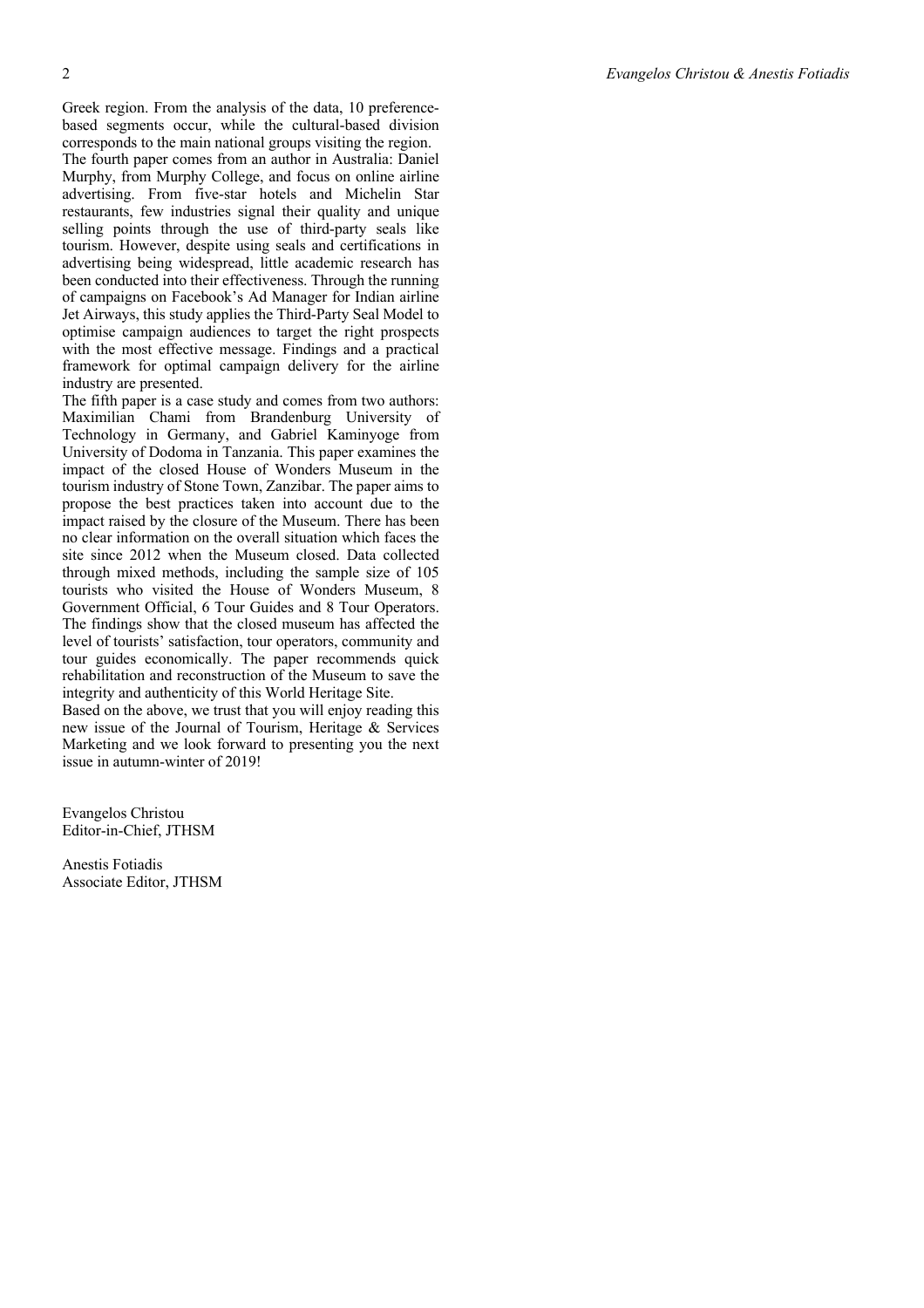Greek region. From the analysis of the data, 10 preference-based segments occur, while the cultural-based division corresponds to the main national groups visiting the region.

The fourth paper comes from an author in Australia: Daniel Murphy, from Murphy College, and focus on online airline advertising. From five-star hotels and Michelin Star restaurants, few industries signal their quality and unique selling points through the use of third-party seals like tourism. However, despite using seals and certifications in advertising being widespread, little academic research has been conducted into their effectiveness. Through the running of campaigns on Facebook's Ad Manager for Indian airline Jet Airways, this study applies the Third-Party Seal Model to optimise campaign audiences to target the right prospects with the most effective message. Findings and a practical framework for optimal campaign delivery for the airline industry are presented.

The fifth paper is a case study and comes from two authors: Maximilian Chami from Brandenburg University of Technology in Germany, and Gabriel Kaminyoge from University of Dodoma in Tanzania. This paper examines the impact of the closed House of Wonders Museum in the tourism industry of Stone Town, Zanzibar. The paper aims to propose the best practices taken into account due to the impact raised by the closure of the Museum. There has been no clear information on the overall situation which faces the site since 2012 when the Museum closed. Data collected through mixed methods, including the sample size of 105 tourists who visited the House of Wonders Museum, 8 Government Official, 6 Tour Guides and 8 Tour Operators. The findings show that the closed museum has affected the level of tourists' satisfaction, tour operators, community and tour guides economically. The paper recommends quick rehabilitation and reconstruction of the Museum to save the integrity and authenticity of this World Heritage Site.

Based on the above, we trust that you will enjoy reading this new issue of the Journal of Tourism, Heritage & Services Marketing and we look forward to presenting you the next issue in autumn-winter of 2019!

Evangelos Christou
Editor-in-Chief, JTHSM

Anestis Fotiadis
Associate Editor, JTHSM